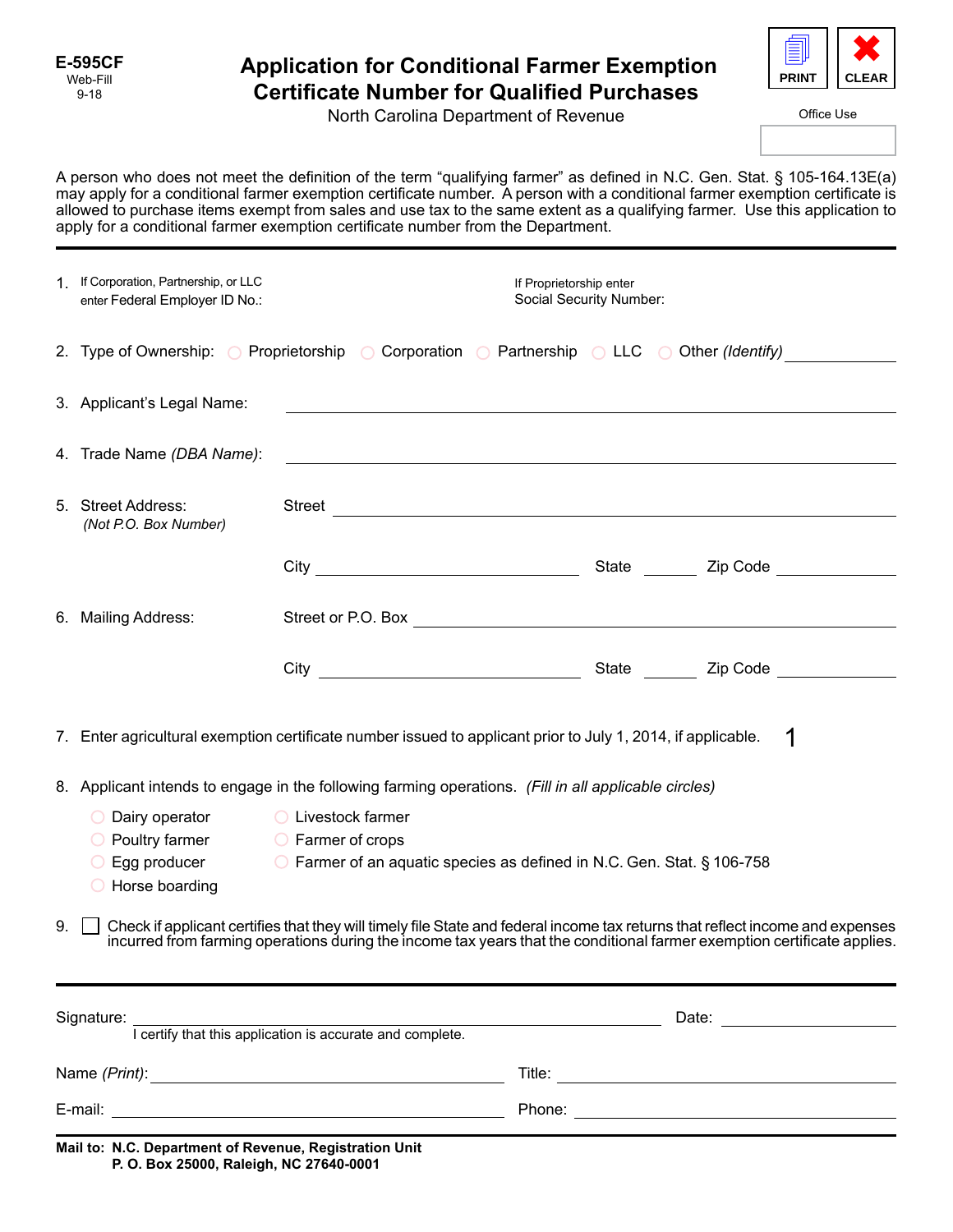E-595CF
Web-Fill
9-18

# Application for Conditional Farmer Exemption Certificate Number for Qualified Purchases

North Carolina Department of Revenue

PRINT CLEAR

Office Use

A person who does not meet the definition of the term "qualifying farmer" as defined in N.C. Gen. Stat. § 105-164.13E(a) may apply for a conditional farmer exemption certificate number. A person with a conditional farmer exemption certificate is allowed to purchase items exempt from sales and use tax to the same extent as a qualifying farmer. Use this application to apply for a conditional farmer exemption certificate number from the Department.

---

1. If Corporation, Partnership, or LLC enter Federal Employer ID No.: ____________ If Proprietorship enter Social Security Number: ____________

2. Type of Ownership: ○ Proprietorship ○ Corporation ○ Partnership ○ LLC ○ Other *(Identify)* ____________

3. Applicant's Legal Name: ____________

4. Trade Name *(DBA Name)*: ____________

5. Street Address: *(Not P.O. Box Number)* Street ____________
   City ____________ State ______ Zip Code ____________

6. Mailing Address: Street or P.O. Box ____________
   City ____________ State ______ Zip Code ____________

7. Enter agricultural exemption certificate number issued to applicant prior to July 1, 2014, if applicable. 1

8. Applicant intends to engage in the following farming operations. *(Fill in all applicable circles)*
   - ○ Dairy operator
   - ○ Poultry farmer
   - ○ Egg producer
   - ○ Horse boarding
   - ○ Livestock farmer
   - ○ Farmer of crops
   - ○ Farmer of an aquatic species as defined in N.C. Gen. Stat. § 106-758

9. ☐ Check if applicant certifies that they will timely file State and federal income tax returns that reflect income and expenses incurred from farming operations during the income tax years that the conditional farmer exemption certificate applies.

---

Signature: ____________ Date: ____________
I certify that this application is accurate and complete.

Name *(Print)*: ____________ Title: ____________

E-mail: ____________ Phone: ____________

**Mail to: N.C. Department of Revenue, Registration Unit**
**P. O. Box 25000, Raleigh, NC 27640-0001**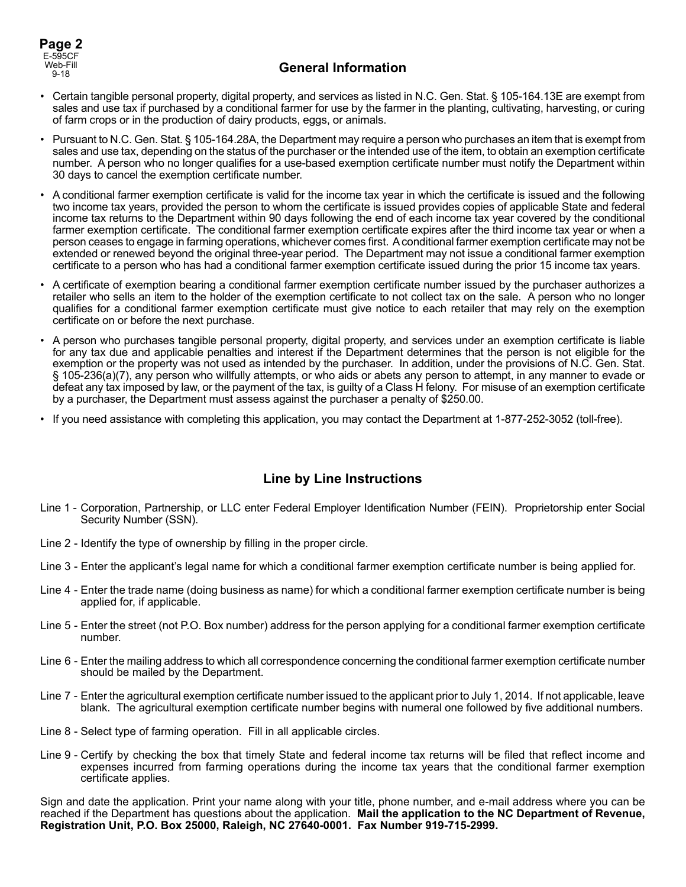## General Information

- Certain tangible personal property, digital property, and services as listed in N.C. Gen. Stat. § 105-164.13E are exempt from sales and use tax if purchased by a conditional farmer for use by the farmer in the planting, cultivating, harvesting, or curing of farm crops or in the production of dairy products, eggs, or animals.
- Pursuant to N.C. Gen. Stat. § 105-164.28A, the Department may require a person who purchases an item that is exempt from sales and use tax, depending on the status of the purchaser or the intended use of the item, to obtain an exemption certificate number. A person who no longer qualifies for a use-based exemption certificate number must notify the Department within 30 days to cancel the exemption certificate number.
- A conditional farmer exemption certificate is valid for the income tax year in which the certificate is issued and the following two income tax years, provided the person to whom the certificate is issued provides copies of applicable State and federal income tax returns to the Department within 90 days following the end of each income tax year covered by the conditional farmer exemption certificate. The conditional farmer exemption certificate expires after the third income tax year or when a person ceases to engage in farming operations, whichever comes first. A conditional farmer exemption certificate may not be extended or renewed beyond the original three-year period. The Department may not issue a conditional farmer exemption certificate to a person who has had a conditional farmer exemption certificate issued during the prior 15 income tax years.
- A certificate of exemption bearing a conditional farmer exemption certificate number issued by the purchaser authorizes a retailer who sells an item to the holder of the exemption certificate to not collect tax on the sale. A person who no longer qualifies for a conditional farmer exemption certificate must give notice to each retailer that may rely on the exemption certificate on or before the next purchase.
- A person who purchases tangible personal property, digital property, and services under an exemption certificate is liable for any tax due and applicable penalties and interest if the Department determines that the person is not eligible for the exemption or the property was not used as intended by the purchaser. In addition, under the provisions of N.C. Gen. Stat. § 105-236(a)(7), any person who willfully attempts, or who aids or abets any person to attempt, in any manner to evade or defeat any tax imposed by law, or the payment of the tax, is guilty of a Class H felony. For misuse of an exemption certificate by a purchaser, the Department must assess against the purchaser a penalty of $250.00.
- If you need assistance with completing this application, you may contact the Department at 1-877-252-3052 (toll-free).

## Line by Line Instructions

Line 1 - Corporation, Partnership, or LLC enter Federal Employer Identification Number (FEIN). Proprietorship enter Social Security Number (SSN).

Line 2 - Identify the type of ownership by filling in the proper circle.

Line 3 - Enter the applicant's legal name for which a conditional farmer exemption certificate number is being applied for.

Line 4 - Enter the trade name (doing business as name) for which a conditional farmer exemption certificate number is being applied for, if applicable.

Line 5 - Enter the street (not P.O. Box number) address for the person applying for a conditional farmer exemption certificate number.

Line 6 - Enter the mailing address to which all correspondence concerning the conditional farmer exemption certificate number should be mailed by the Department.

Line 7 - Enter the agricultural exemption certificate number issued to the applicant prior to July 1, 2014. If not applicable, leave blank. The agricultural exemption certificate number begins with numeral one followed by five additional numbers.

Line 8 - Select type of farming operation. Fill in all applicable circles.

Line 9 - Certify by checking the box that timely State and federal income tax returns will be filed that reflect income and expenses incurred from farming operations during the income tax years that the conditional farmer exemption certificate applies.

Sign and date the application. Print your name along with your title, phone number, and e-mail address where you can be reached if the Department has questions about the application. **Mail the application to the NC Department of Revenue, Registration Unit, P.O. Box 25000, Raleigh, NC 27640-0001. Fax Number 919-715-2999.**